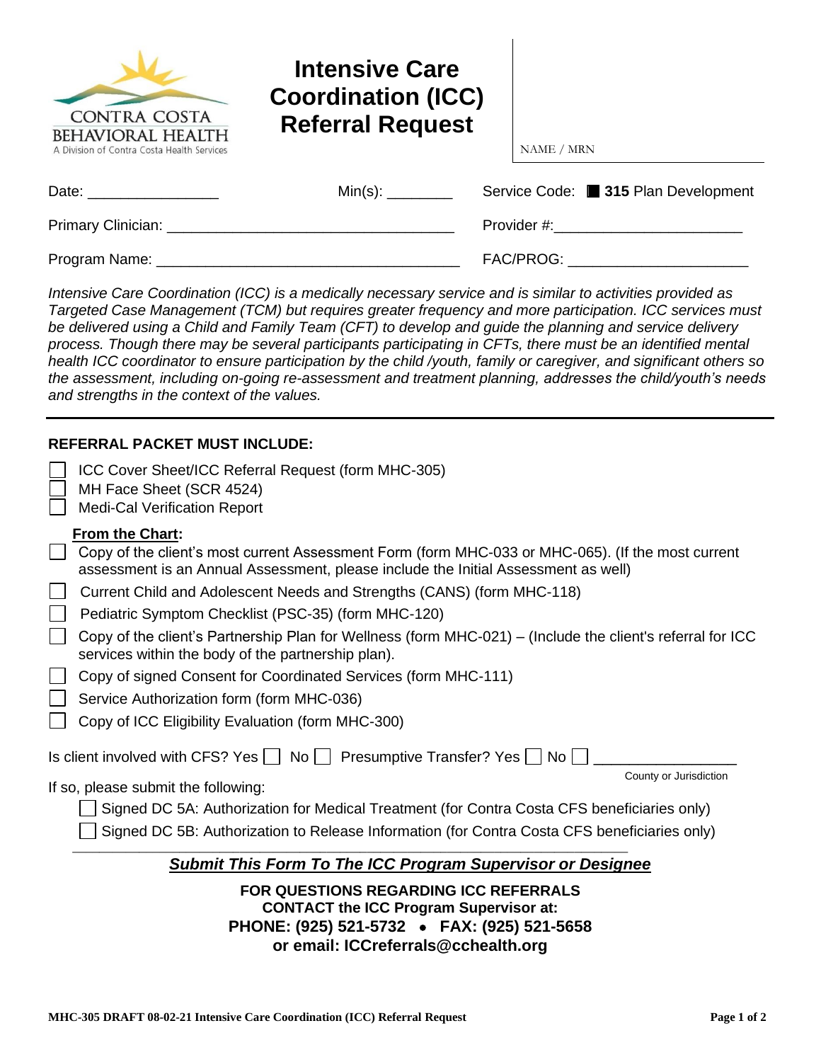CONTRA COSTA BEHAVIORAL HEALTH
A Division of Contra Costa Health Services

# Intensive Care Coordination (ICC) Referral Request

NAME / MRN

Date: ________________ Min(s): ________ Service Code: ■ **315** Plan Development

Primary Clinician: __________________________________ Provider #:______________________

Program Name: ____________________________________ FAC/PROG: _____________________

*Intensive Care Coordination (ICC) is a medically necessary service and is similar to activities provided as Targeted Case Management (TCM) but requires greater frequency and more participation. ICC services must be delivered using a Child and Family Team (CFT) to develop and guide the planning and service delivery process. Though there may be several participants participating in CFTs, there must be an identified mental health ICC coordinator to ensure participation by the child /youth, family or caregiver, and significant others so the assessment, including on-going re-assessment and treatment planning, addresses the child/youth's needs and strengths in the context of the values.*

---

**REFERRAL PACKET MUST INCLUDE:**

- ☐ ICC Cover Sheet/ICC Referral Request (form MHC-305)
- ☐ MH Face Sheet (SCR 4524)
- ☐ Medi-Cal Verification Report

**From the Chart:**

- ☐ Copy of the client's most current Assessment Form (form MHC-033 or MHC-065). (If the most current assessment is an Annual Assessment, please include the Initial Assessment as well)
- ☐ Current Child and Adolescent Needs and Strengths (CANS) (form MHC-118)
- ☐ Pediatric Symptom Checklist (PSC-35) (form MHC-120)
- ☐ Copy of the client's Partnership Plan for Wellness (form MHC-021) – (Include the client's referral for ICC services within the body of the partnership plan).
- ☐ Copy of signed Consent for Coordinated Services (form MHC-111)
- ☐ Service Authorization form (form MHC-036)
- ☐ Copy of ICC Eligibility Evaluation (form MHC-300)

Is client involved with CFS? Yes ☐ No ☐ Presumptive Transfer? Yes ☐ No ☐ _________________
County or Jurisdiction

If so, please submit the following:

- ☐ Signed DC 5A: Authorization for Medical Treatment (for Contra Costa CFS beneficiaries only)
- ☐ Signed DC 5B: Authorization to Release Information (for Contra Costa CFS beneficiaries only)

***Submit This Form To The ICC Program Supervisor or Designee***

**FOR QUESTIONS REGARDING ICC REFERRALS**
**CONTACT the ICC Program Supervisor at:**
**PHONE: (925) 521-5732 • FAX: (925) 521-5658**
**or email: ICCreferrals@cchealth.org**

MHC-305 DRAFT 08-02-21 Intensive Care Coordination (ICC) Referral Request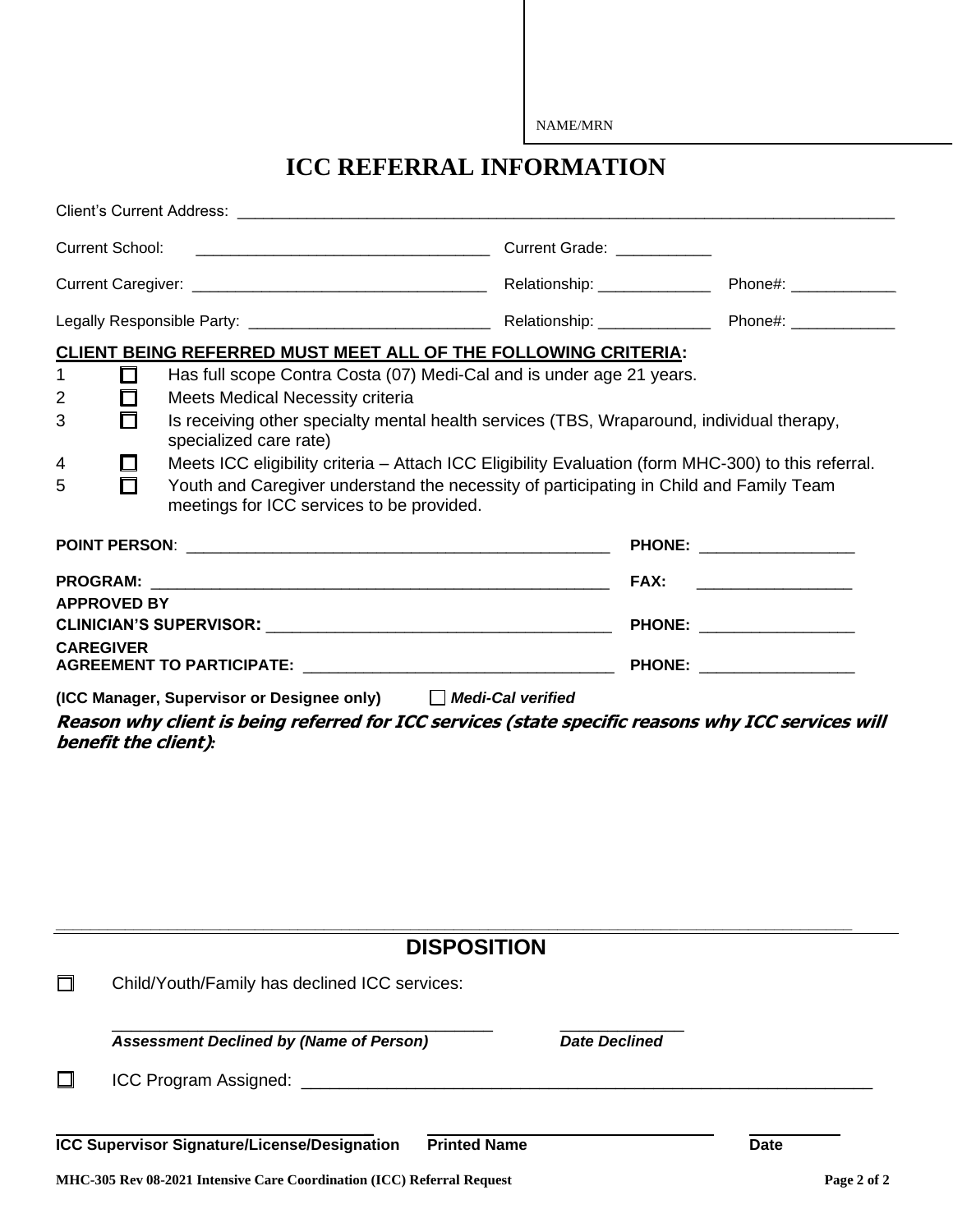NAME/MRN

# ICC REFERRAL INFORMATION

Client's Current Address: ______________________________________________________________________________

Current School: __________________________________ Current Grade: ___________

Current Caregiver: __________________________________ Relationship: _____________ Phone#: ____________

Legally Responsible Party: ____________________________ Relationship: _____________ Phone#: ____________

**CLIENT BEING REFERRED MUST MEET ALL OF THE FOLLOWING CRITERIA:**

1. ☐ Has full scope Contra Costa (07) Medi-Cal and is under age 21 years.
2. ☐ Meets Medical Necessity criteria
3. ☐ Is receiving other specialty mental health services (TBS, Wraparound, individual therapy, specialized care rate)
4. ☐ Meets ICC eligibility criteria – Attach ICC Eligibility Evaluation (form MHC-300) to this referral.
5. ☐ Youth and Caregiver understand the necessity of participating in Child and Family Team meetings for ICC services to be provided.

**POINT PERSON**: __________________________________________________ **PHONE:** _________________

**PROGRAM:** ______________________________________________________ **FAX:** _________________

**APPROVED BY**
**CLINICIAN'S SUPERVISOR:** ________________________________________ **PHONE:** _________________

**CAREGIVER**
**AGREEMENT TO PARTICIPATE:** ____________________________________ **PHONE:** _________________

**(ICC Manager, Supervisor or Designee only)** ☐ ***Medi-Cal verified***

***Reason why client is being referred for ICC services (state specific reasons why ICC services will benefit the client):***

## DISPOSITION

☐ Child/Youth/Family has declined ICC services:

__________________________________________ ______________
***Assessment Declined by (Name of Person)*** ***Date Declined***

☐ ICC Program Assigned: ______________________________________________________________

___________________________________ ________________________________ __________
**ICC Supervisor Signature/License/Designation** **Printed Name** **Date**

**MHC-305 Rev 08-2021 Intensive Care Coordination (ICC) Referral Request**